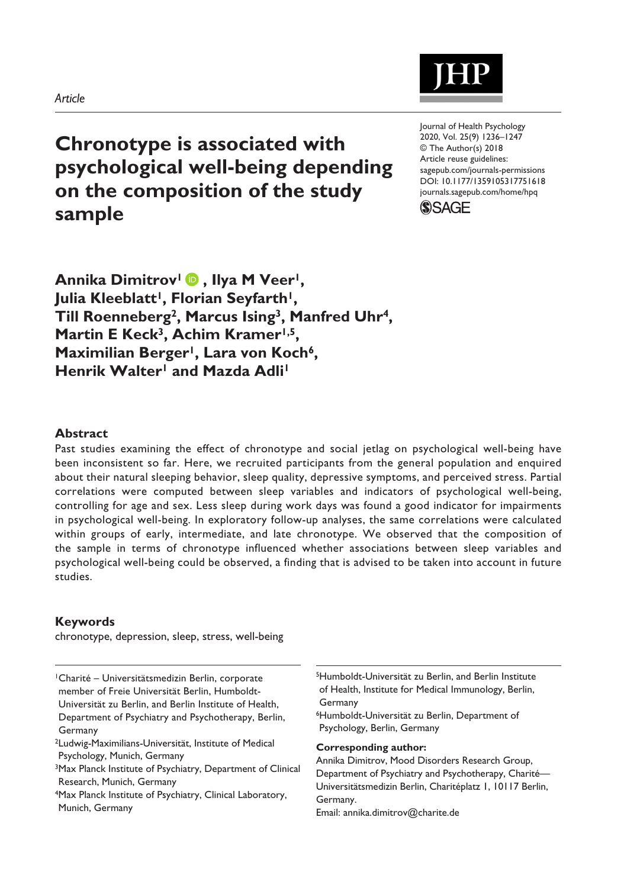*Article*

Journal of Health Psychology
2020, Vol. 25(9) 1236–1247
© The Author(s) 2018
Article reuse guidelines:
sagepub.com/journals-permissions
DOI: 10.1177/1359105317751618
journals.sagepub.com/home/hpq

# Chronotype is associated with psychological well-being depending on the composition of the study sample

**Annika Dimitrov[1], Ilya M Veer[1], Julia Kleeblatt[1], Florian Seyfarth[1], Till Roenneberg[2], Marcus Ising[3], Manfred Uhr[4], Martin E Keck[3], Achim Kramer[1,5], Maximilian Berger[1], Lara von Koch[6], Henrik Walter[1] and Mazda Adli[1]**

## Abstract

Past studies examining the effect of chronotype and social jetlag on psychological well-being have been inconsistent so far. Here, we recruited participants from the general population and enquired about their natural sleeping behavior, sleep quality, depressive symptoms, and perceived stress. Partial correlations were computed between sleep variables and indicators of psychological well-being, controlling for age and sex. Less sleep during work days was found a good indicator for impairments in psychological well-being. In exploratory follow-up analyses, the same correlations were calculated within groups of early, intermediate, and late chronotype. We observed that the composition of the sample in terms of chronotype influenced whether associations between sleep variables and psychological well-being could be observed, a finding that is advised to be taken into account in future studies.

## Keywords

chronotype, depression, sleep, stress, well-being

[1]Charité – Universitätsmedizin Berlin, corporate member of Freie Universität Berlin, Humboldt-Universität zu Berlin, and Berlin Institute of Health, Department of Psychiatry and Psychotherapy, Berlin, Germany
[2]Ludwig-Maximilians-Universität, Institute of Medical Psychology, Munich, Germany
[3]Max Planck Institute of Psychiatry, Department of Clinical Research, Munich, Germany
[4]Max Planck Institute of Psychiatry, Clinical Laboratory, Munich, Germany
[5]Humboldt-Universität zu Berlin, and Berlin Institute of Health, Institute for Medical Immunology, Berlin, Germany
[6]Humboldt-Universität zu Berlin, Department of Psychology, Berlin, Germany

**Corresponding author:**
Annika Dimitrov, Mood Disorders Research Group, Department of Psychiatry and Psychotherapy, Charité—Universitätsmedizin Berlin, Charitéplatz 1, 10117 Berlin, Germany.
Email: annika.dimitrov@charite.de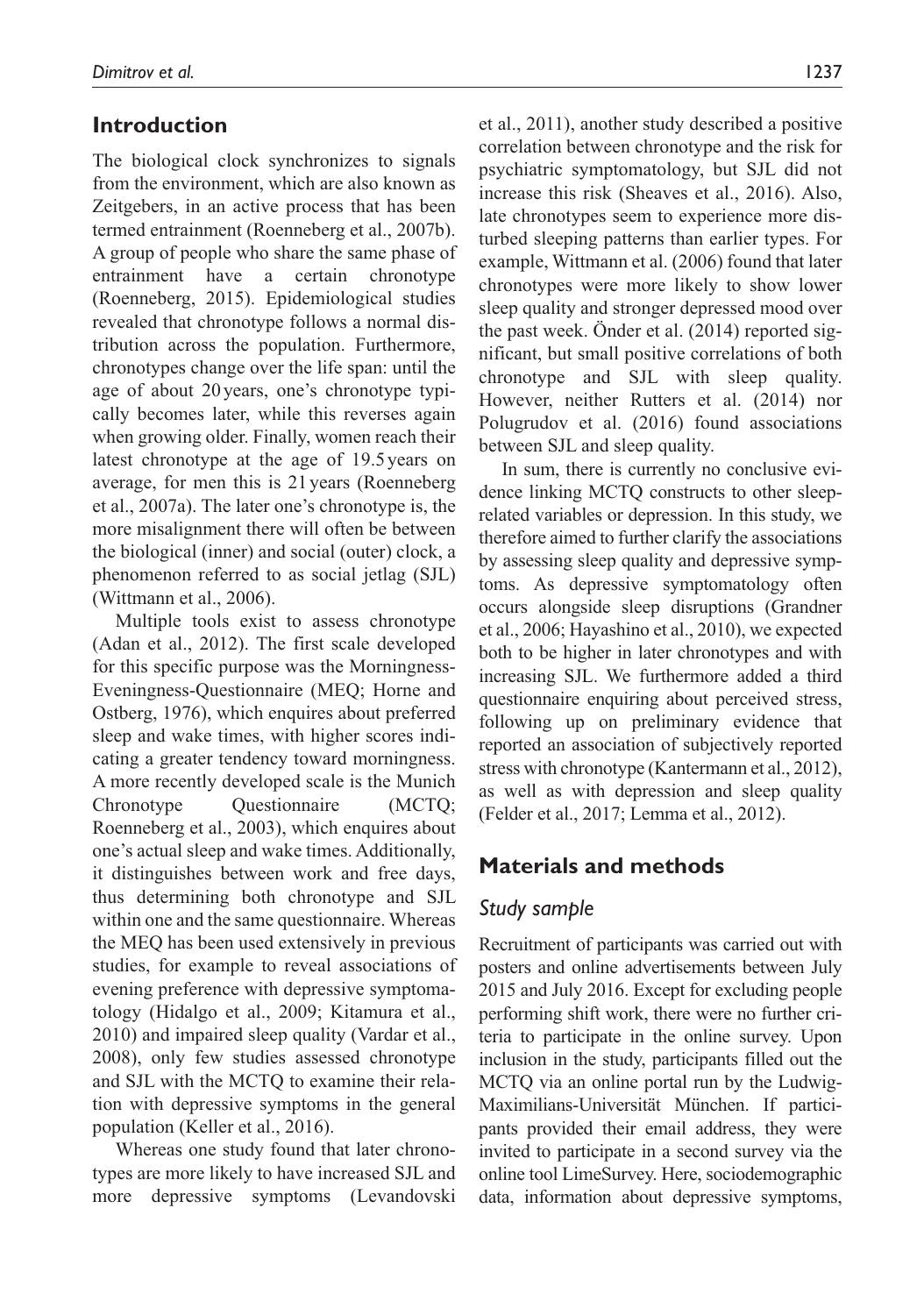## Introduction

The biological clock synchronizes to signals from the environment, which are also known as Zeitgebers, in an active process that has been termed entrainment (Roenneberg et al., 2007b). A group of people who share the same phase of entrainment have a certain chronotype (Roenneberg, 2015). Epidemiological studies revealed that chronotype follows a normal distribution across the population. Furthermore, chronotypes change over the life span: until the age of about 20 years, one's chronotype typically becomes later, while this reverses again when growing older. Finally, women reach their latest chronotype at the age of 19.5 years on average, for men this is 21 years (Roenneberg et al., 2007a). The later one's chronotype is, the more misalignment there will often be between the biological (inner) and social (outer) clock, a phenomenon referred to as social jetlag (SJL) (Wittmann et al., 2006).

Multiple tools exist to assess chronotype (Adan et al., 2012). The first scale developed for this specific purpose was the Morningness-Eveningness-Questionnaire (MEQ; Horne and Ostberg, 1976), which enquires about preferred sleep and wake times, with higher scores indicating a greater tendency toward morningness. A more recently developed scale is the Munich Chronotype Questionnaire (MCTQ; Roenneberg et al., 2003), which enquires about one's actual sleep and wake times. Additionally, it distinguishes between work and free days, thus determining both chronotype and SJL within one and the same questionnaire. Whereas the MEQ has been used extensively in previous studies, for example to reveal associations of evening preference with depressive symptomatology (Hidalgo et al., 2009; Kitamura et al., 2010) and impaired sleep quality (Vardar et al., 2008), only few studies assessed chronotype and SJL with the MCTQ to examine their relation with depressive symptoms in the general population (Keller et al., 2016).

Whereas one study found that later chronotypes are more likely to have increased SJL and more depressive symptoms (Levandovski et al., 2011), another study described a positive correlation between chronotype and the risk for psychiatric symptomatology, but SJL did not increase this risk (Sheaves et al., 2016). Also, late chronotypes seem to experience more disturbed sleeping patterns than earlier types. For example, Wittmann et al. (2006) found that later chronotypes were more likely to show lower sleep quality and stronger depressed mood over the past week. Önder et al. (2014) reported significant, but small positive correlations of both chronotype and SJL with sleep quality. However, neither Rutters et al. (2014) nor Polugrudov et al. (2016) found associations between SJL and sleep quality.

In sum, there is currently no conclusive evidence linking MCTQ constructs to other sleep-related variables or depression. In this study, we therefore aimed to further clarify the associations by assessing sleep quality and depressive symptoms. As depressive symptomatology often occurs alongside sleep disruptions (Grandner et al., 2006; Hayashino et al., 2010), we expected both to be higher in later chronotypes and with increasing SJL. We furthermore added a third questionnaire enquiring about perceived stress, following up on preliminary evidence that reported an association of subjectively reported stress with chronotype (Kantermann et al., 2012), as well as with depression and sleep quality (Felder et al., 2017; Lemma et al., 2012).

## Materials and methods

### Study sample

Recruitment of participants was carried out with posters and online advertisements between July 2015 and July 2016. Except for excluding people performing shift work, there were no further criteria to participate in the online survey. Upon inclusion in the study, participants filled out the MCTQ via an online portal run by the Ludwig-Maximilians-Universität München. If participants provided their email address, they were invited to participate in a second survey via the online tool LimeSurvey. Here, sociodemographic data, information about depressive symptoms,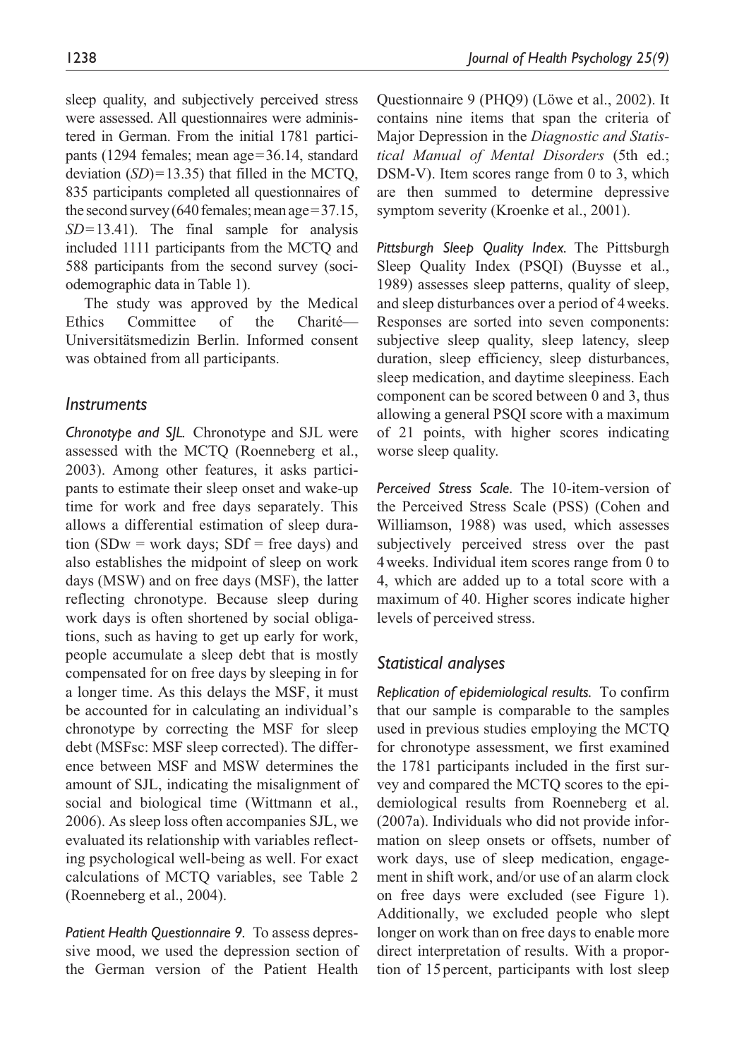sleep quality, and subjectively perceived stress were assessed. All questionnaires were administered in German. From the initial 1781 participants (1294 females; mean age = 36.14, standard deviation (*SD*) = 13.35) that filled in the MCTQ, 835 participants completed all questionnaires of the second survey (640 females; mean age = 37.15, *SD* = 13.41). The final sample for analysis included 1111 participants from the MCTQ and 588 participants from the second survey (sociodemographic data in Table 1).

The study was approved by the Medical Ethics Committee of the Charité—Universitätsmedizin Berlin. Informed consent was obtained from all participants.

## Instruments

*Chronotype and SJL.* Chronotype and SJL were assessed with the MCTQ (Roenneberg et al., 2003). Among other features, it asks participants to estimate their sleep onset and wake-up time for work and free days separately. This allows a differential estimation of sleep duration (SDw = work days; SDf = free days) and also establishes the midpoint of sleep on work days (MSW) and on free days (MSF), the latter reflecting chronotype. Because sleep during work days is often shortened by social obligations, such as having to get up early for work, people accumulate a sleep debt that is mostly compensated for on free days by sleeping in for a longer time. As this delays the MSF, it must be accounted for in calculating an individual's chronotype by correcting the MSF for sleep debt (MSFsc: MSF sleep corrected). The difference between MSF and MSW determines the amount of SJL, indicating the misalignment of social and biological time (Wittmann et al., 2006). As sleep loss often accompanies SJL, we evaluated its relationship with variables reflecting psychological well-being as well. For exact calculations of MCTQ variables, see Table 2 (Roenneberg et al., 2004).

*Patient Health Questionnaire 9.* To assess depressive mood, we used the depression section of the German version of the Patient Health Questionnaire 9 (PHQ9) (Löwe et al., 2002). It contains nine items that span the criteria of Major Depression in the *Diagnostic and Statistical Manual of Mental Disorders* (5th ed.; DSM-V). Item scores range from 0 to 3, which are then summed to determine depressive symptom severity (Kroenke et al., 2001).

*Pittsburgh Sleep Quality Index.* The Pittsburgh Sleep Quality Index (PSQI) (Buysse et al., 1989) assesses sleep patterns, quality of sleep, and sleep disturbances over a period of 4 weeks. Responses are sorted into seven components: subjective sleep quality, sleep latency, sleep duration, sleep efficiency, sleep disturbances, sleep medication, and daytime sleepiness. Each component can be scored between 0 and 3, thus allowing a general PSQI score with a maximum of 21 points, with higher scores indicating worse sleep quality.

*Perceived Stress Scale.* The 10-item-version of the Perceived Stress Scale (PSS) (Cohen and Williamson, 1988) was used, which assesses subjectively perceived stress over the past 4 weeks. Individual item scores range from 0 to 4, which are added up to a total score with a maximum of 40. Higher scores indicate higher levels of perceived stress.

## Statistical analyses

*Replication of epidemiological results.* To confirm that our sample is comparable to the samples used in previous studies employing the MCTQ for chronotype assessment, we first examined the 1781 participants included in the first survey and compared the MCTQ scores to the epidemiological results from Roenneberg et al. (2007a). Individuals who did not provide information on sleep onsets or offsets, number of work days, use of sleep medication, engagement in shift work, and/or use of an alarm clock on free days were excluded (see Figure 1). Additionally, we excluded people who slept longer on work than on free days to enable more direct interpretation of results. With a proportion of 15 percent, participants with lost sleep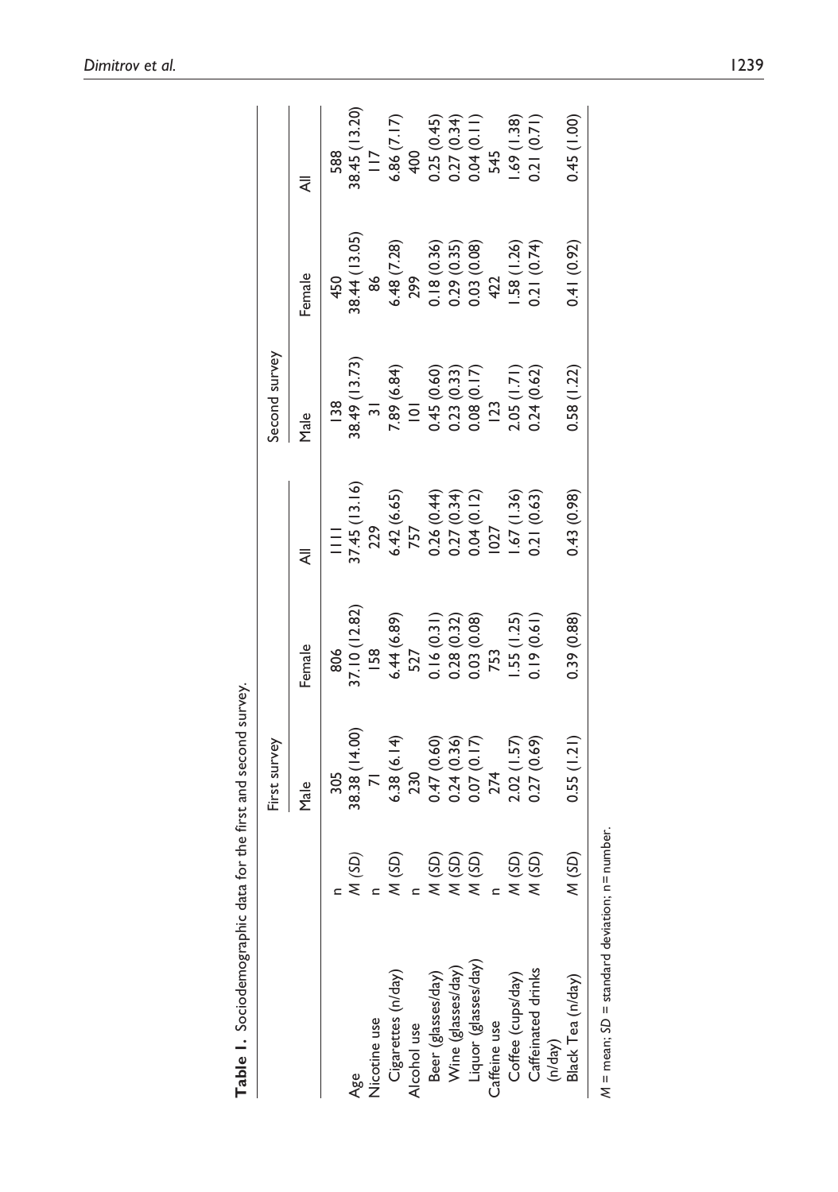**Table 1.** Sociodemographic data for the first and second survey.

| | | First survey | | | Second survey | | |
|---|---|---|---|---|---|---|---|
| | | Male | Female | All | Male | Female | All |
| Age | n | 305 | 806 | 1111 | 138 | 450 | 588 |
| | *M* (*SD*) | 38.38 (14.00) | 37.10 (12.82) | 37.45 (13.16) | 38.49 (13.73) | 38.44 (13.05) | 38.45 (13.20) |
| Nicotine use | n | 71 | 158 | 229 | 31 | 86 | 117 |
| Cigarettes (n/day) | *M* (*SD*) | 6.38 (6.14) | 6.44 (6.89) | 6.42 (6.65) | 7.89 (6.84) | 6.48 (7.28) | 6.86 (7.17) |
| Alcohol use | n | 230 | 527 | 757 | 101 | 299 | 400 |
| Beer (glasses/day) | *M* (*SD*) | 0.47 (0.60) | 0.16 (0.31) | 0.26 (0.44) | 0.45 (0.60) | 0.18 (0.36) | 0.25 (0.45) |
| Wine (glasses/day) | *M* (*SD*) | 0.24 (0.36) | 0.28 (0.32) | 0.27 (0.34) | 0.23 (0.33) | 0.29 (0.35) | 0.27 (0.34) |
| Liquor (glasses/day) | *M* (*SD*) | 0.07 (0.17) | 0.03 (0.08) | 0.04 (0.12) | 0.08 (0.17) | 0.03 (0.08) | 0.04 (0.11) |
| Caffeine use | n | 274 | 753 | 1027 | 123 | 422 | 545 |
| Coffee (cups/day) | *M* (*SD*) | 2.02 (1.57) | 1.55 (1.25) | 1.67 (1.36) | 2.05 (1.71) | 1.58 (1.26) | 1.69 (1.38) |
| Caffeinated drinks (n/day) | *M* (*SD*) | 0.27 (0.69) | 0.19 (0.61) | 0.21 (0.63) | 0.24 (0.62) | 0.21 (0.74) | 0.21 (0.71) |
| Black Tea (n/day) | *M* (*SD*) | 0.55 (1.21) | 0.39 (0.88) | 0.43 (0.98) | 0.58 (1.22) | 0.41 (0.92) | 0.45 (1.00) |

*M* = mean; *SD* = standard deviation; n = number.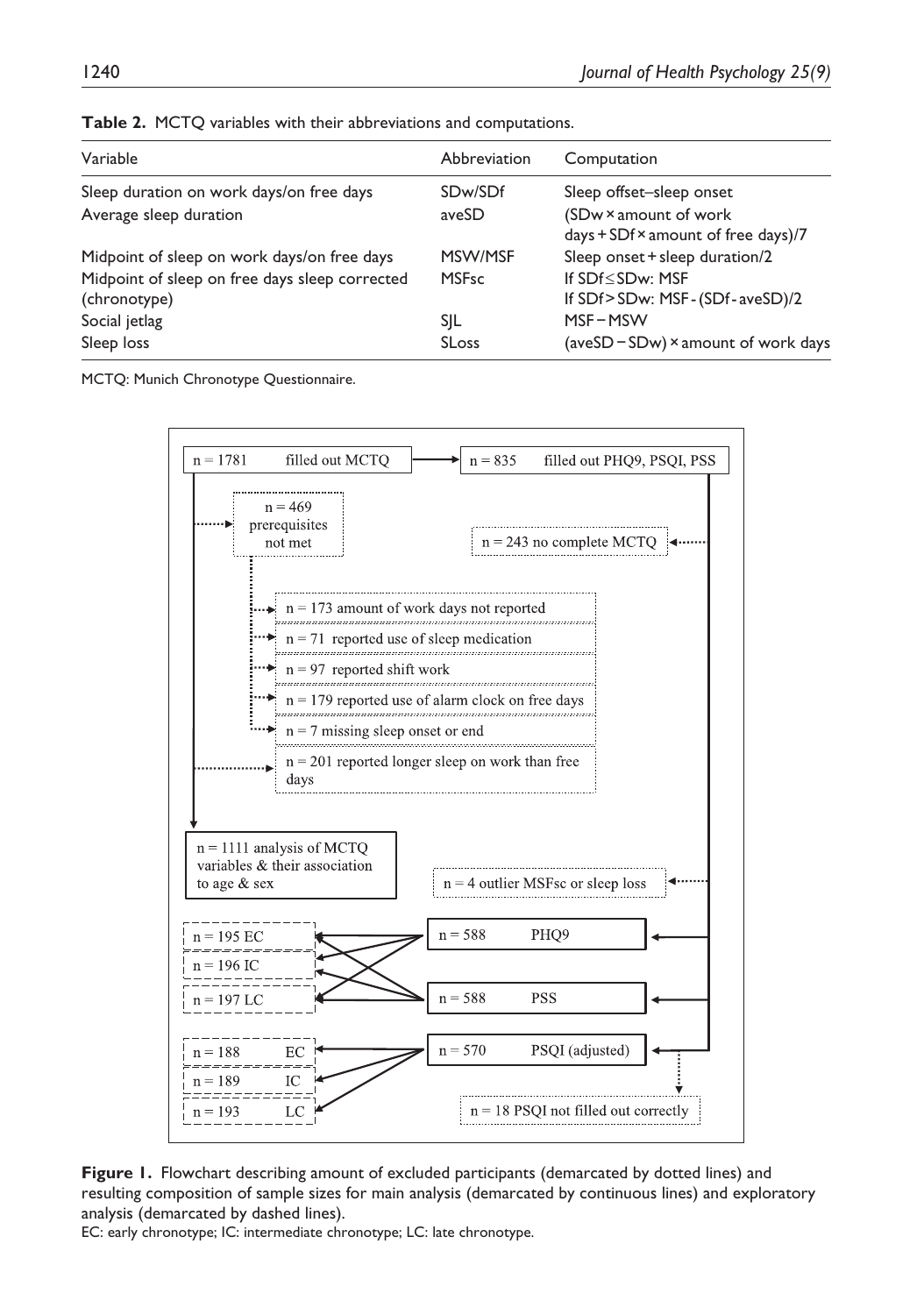**Table 2.** MCTQ variables with their abbreviations and computations.

| Variable | Abbreviation | Computation |
| --- | --- | --- |
| Sleep duration on work days/on free days | SDw/SDf | Sleep offset–sleep onset |
| Average sleep duration | aveSD | (SDw × amount of work days + SDf × amount of free days)/7 |
| Midpoint of sleep on work days/on free days | MSW/MSF | Sleep onset + sleep duration/2 |
| Midpoint of sleep on free days sleep corrected (chronotype) | MSFsc | If SDf ≤ SDw: MSF<br>If SDf > SDw: MSF - (SDf - aveSD)/2 |
| Social jetlag | SJL | MSF − MSW |
| Sleep loss | SLoss | (aveSD − SDw) × amount of work days |

MCTQ: Munich Chronotype Questionnaire.

n = 1781 filled out MCTQ → n = 835 filled out PHQ9, PSQI, PSS

n = 469 prerequisites not met

n = 243 no complete MCTQ

n = 173 amount of work days not reported

n = 71 reported use of sleep medication

n = 97 reported shift work

n = 179 reported use of alarm clock on free days

n = 7 missing sleep onset or end

n = 201 reported longer sleep on work than free days

n = 1111 analysis of MCTQ variables & their association to age & sex

n = 4 outlier MSFsc or sleep loss

n = 588 PHQ9

n = 588 PSS

n = 195 EC

n = 196 IC

n = 197 LC

n = 570 PSQI (adjusted)

n = 188 EC

n = 189 IC

n = 193 LC

n = 18 PSQI not filled out correctly

**Figure 1.** Flowchart describing amount of excluded participants (demarcated by dotted lines) and resulting composition of sample sizes for main analysis (demarcated by continuous lines) and exploratory analysis (demarcated by dashed lines).

EC: early chronotype; IC: intermediate chronotype; LC: late chronotype.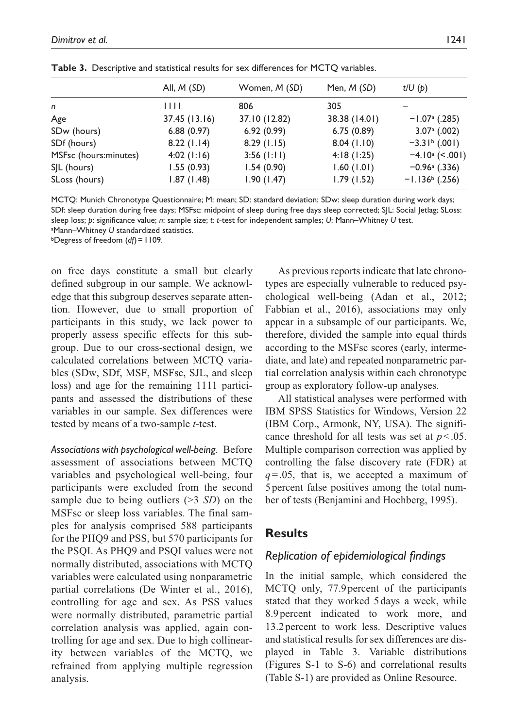**Table 3.** Descriptive and statistical results for sex differences for MCTQ variables.

| | All, *M* (*SD*) | Women, *M* (*SD*) | Men, *M* (*SD*) | *t*/*U* (*p*) |
|---|---|---|---|---|
| *n* | 1111 | 806 | 305 | – |
| Age | 37.45 (13.16) | 37.10 (12.82) | 38.38 (14.01) | −1.07[a] (.285) |
| SDw (hours) | 6.88 (0.97) | 6.92 (0.99) | 6.75 (0.89) | 3.07[a] (.002) |
| SDf (hours) | 8.22 (1.14) | 8.29 (1.15) | 8.04 (1.10) | −3.31[b] (.001) |
| MSFsc (hours:minutes) | 4:02 (1:16) | 3:56 (1:11) | 4:18 (1:25) | −4.10[a] (<.001) |
| SJL (hours) | 1.55 (0.93) | 1.54 (0.90) | 1.60 (1.01) | −0.96[a] (.336) |
| SLoss (hours) | 1.87 (1.48) | 1.90 (1.47) | 1.79 (1.52) | −1.136[b] (.256) |

MCTQ: Munich Chronotype Questionnaire; M: mean; SD: standard deviation; SDw: sleep duration during work days; SDf: sleep duration during free days; MSFsc: midpoint of sleep during free days sleep corrected; SJL: Social Jetlag; SLoss: sleep loss; *p*: significance value; *n*: sample size; *t*: *t*-test for independent samples; *U*: Mann–Whitney *U* test.
[a]Mann–Whitney *U* standardized statistics.
[b]Degress of freedom (*df*) = 1109.

on free days constitute a small but clearly defined subgroup in our sample. We acknowledge that this subgroup deserves separate attention. However, due to small proportion of participants in this study, we lack power to properly assess specific effects for this subgroup. Due to our cross-sectional design, we calculated correlations between MCTQ variables (SDw, SDf, MSF, MSFsc, SJL, and sleep loss) and age for the remaining 1111 participants and assessed the distributions of these variables in our sample. Sex differences were tested by means of a two-sample *t*-test.

*Associations with psychological well-being.* Before assessment of associations between MCTQ variables and psychological well-being, four participants were excluded from the second sample due to being outliers (>3 *SD*) on the MSFsc or sleep loss variables. The final samples for analysis comprised 588 participants for the PHQ9 and PSS, but 570 participants for the PSQI. As PHQ9 and PSQI values were not normally distributed, associations with MCTQ variables were calculated using nonparametric partial correlations (De Winter et al., 2016), controlling for age and sex. As PSS values were normally distributed, parametric partial correlation analysis was applied, again controlling for age and sex. Due to high collinearity between variables of the MCTQ, we refrained from applying multiple regression analysis.

As previous reports indicate that late chronotypes are especially vulnerable to reduced psychological well-being (Adan et al., 2012; Fabbian et al., 2016), associations may only appear in a subsample of our participants. We, therefore, divided the sample into equal thirds according to the MSFsc scores (early, intermediate, and late) and repeated nonparametric partial correlation analysis within each chronotype group as exploratory follow-up analyses.

All statistical analyses were performed with IBM SPSS Statistics for Windows, Version 22 (IBM Corp., Armonk, NY, USA). The significance threshold for all tests was set at $p < .05$. Multiple comparison correction was applied by controlling the false discovery rate (FDR) at $q = .05$, that is, we accepted a maximum of 5 percent false positives among the total number of tests (Benjamini and Hochberg, 1995).

## Results

### Replication of epidemiological findings

In the initial sample, which considered the MCTQ only, 77.9 percent of the participants stated that they worked 5 days a week, while 8.9 percent indicated to work more, and 13.2 percent to work less. Descriptive values and statistical results for sex differences are displayed in Table 3. Variable distributions (Figures S-1 to S-6) and correlational results (Table S-1) are provided as Online Resource.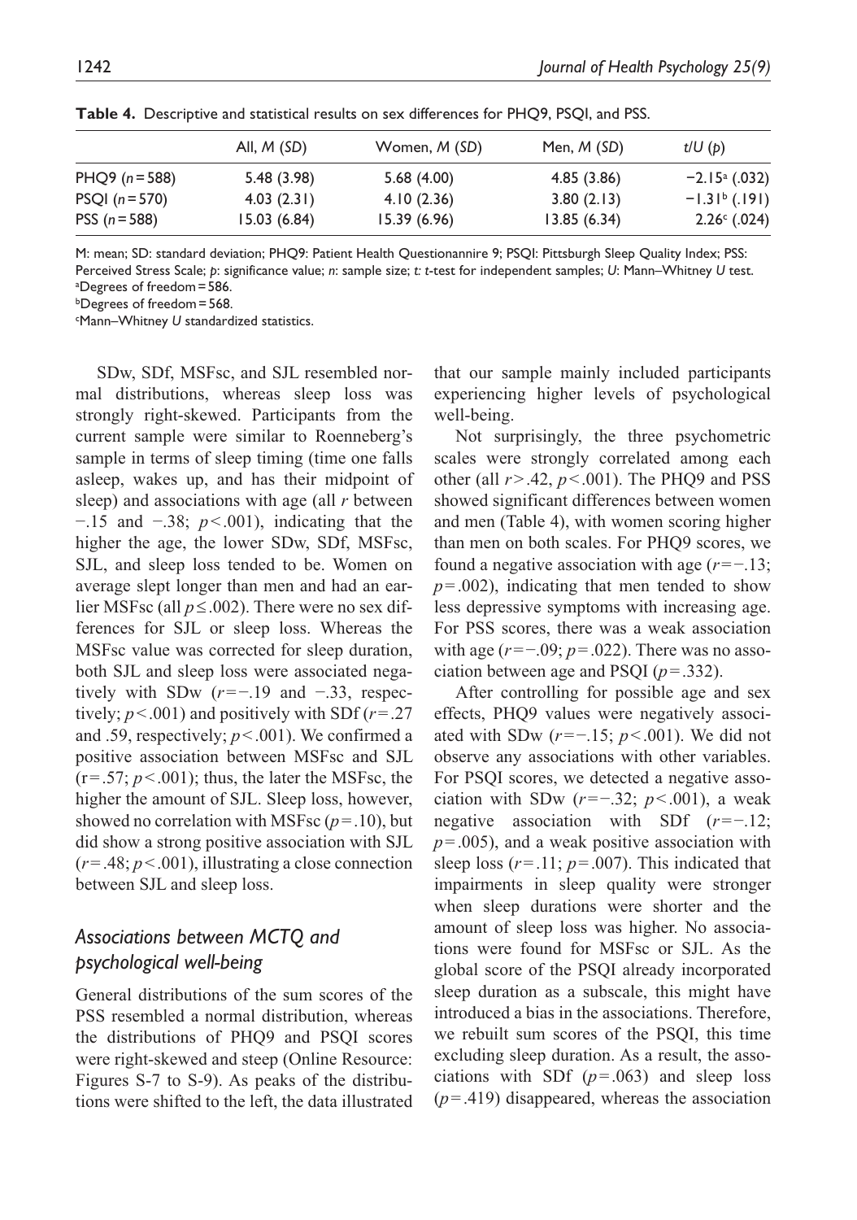**Table 4.** Descriptive and statistical results on sex differences for PHQ9, PSQI, and PSS.

| | All, *M* (*SD*) | Women, *M* (*SD*) | Men, *M* (*SD*) | *t*/*U* (*p*) |
|---|---|---|---|---|
| PHQ9 ($n = 588$) | 5.48 (3.98) | 5.68 (4.00) | 4.85 (3.86) | −2.15[a] (.032) |
| PSQI ($n = 570$) | 4.03 (2.31) | 4.10 (2.36) | 3.80 (2.13) | −1.31[b] (.191) |
| PSS ($n = 588$) | 15.03 (6.84) | 15.39 (6.96) | 13.85 (6.34) | 2.26[c] (.024) |

M: mean; SD: standard deviation; PHQ9: Patient Health Questionannire 9; PSQI: Pittsburgh Sleep Quality Index; PSS: Perceived Stress Scale; *p*: significance value; *n*: sample size; *t*: *t*-test for independent samples; *U*: Mann–Whitney *U* test.
[a]Degrees of freedom = 586.
[b]Degrees of freedom = 568.
[c]Mann–Whitney *U* standardized statistics.

SDw, SDf, MSFsc, and SJL resembled normal distributions, whereas sleep loss was strongly right-skewed. Participants from the current sample were similar to Roenneberg's sample in terms of sleep timing (time one falls asleep, wakes up, and has their midpoint of sleep) and associations with age (all $r$ between −.15 and −.38; $p < .001$), indicating that the higher the age, the lower SDw, SDf, MSFsc, SJL, and sleep loss tended to be. Women on average slept longer than men and had an earlier MSFsc (all $p \leq .002$). There were no sex differences for SJL or sleep loss. Whereas the MSFsc value was corrected for sleep duration, both SJL and sleep loss were associated negatively with SDw ($r = -.19$ and −.33, respectively; $p < .001$) and positively with SDf ($r = .27$ and .59, respectively; $p < .001$). We confirmed a positive association between MSFsc and SJL ($r = .57$; $p < .001$); thus, the later the MSFsc, the higher the amount of SJL. Sleep loss, however, showed no correlation with MSFsc ($p = .10$), but did show a strong positive association with SJL ($r = .48$; $p < .001$), illustrating a close connection between SJL and sleep loss.

## *Associations between MCTQ and psychological well-being*

General distributions of the sum scores of the PSS resembled a normal distribution, whereas the distributions of PHQ9 and PSQI scores were right-skewed and steep (Online Resource: Figures S-7 to S-9). As peaks of the distributions were shifted to the left, the data illustrated that our sample mainly included participants experiencing higher levels of psychological well-being.

Not surprisingly, the three psychometric scales were strongly correlated among each other (all $r > .42$, $p < .001$). The PHQ9 and PSS showed significant differences between women and men (Table 4), with women scoring higher than men on both scales. For PHQ9 scores, we found a negative association with age ($r = -.13$; $p = .002$), indicating that men tended to show less depressive symptoms with increasing age. For PSS scores, there was a weak association with age ($r = -.09$; $p = .022$). There was no association between age and PSQI ($p = .332$).

After controlling for possible age and sex effects, PHQ9 values were negatively associated with SDw ($r = -.15$; $p < .001$). We did not observe any associations with other variables. For PSQI scores, we detected a negative association with SDw ($r = -.32$; $p < .001$), a weak negative association with SDf ($r = -.12$; $p = .005$), and a weak positive association with sleep loss ($r = .11$; $p = .007$). This indicated that impairments in sleep quality were stronger when sleep durations were shorter and the amount of sleep loss was higher. No associations were found for MSFsc or SJL. As the global score of the PSQI already incorporated sleep duration as a subscale, this might have introduced a bias in the associations. Therefore, we rebuilt sum scores of the PSQI, this time excluding sleep duration. As a result, the associations with SDf ($p = .063$) and sleep loss ($p = .419$) disappeared, whereas the association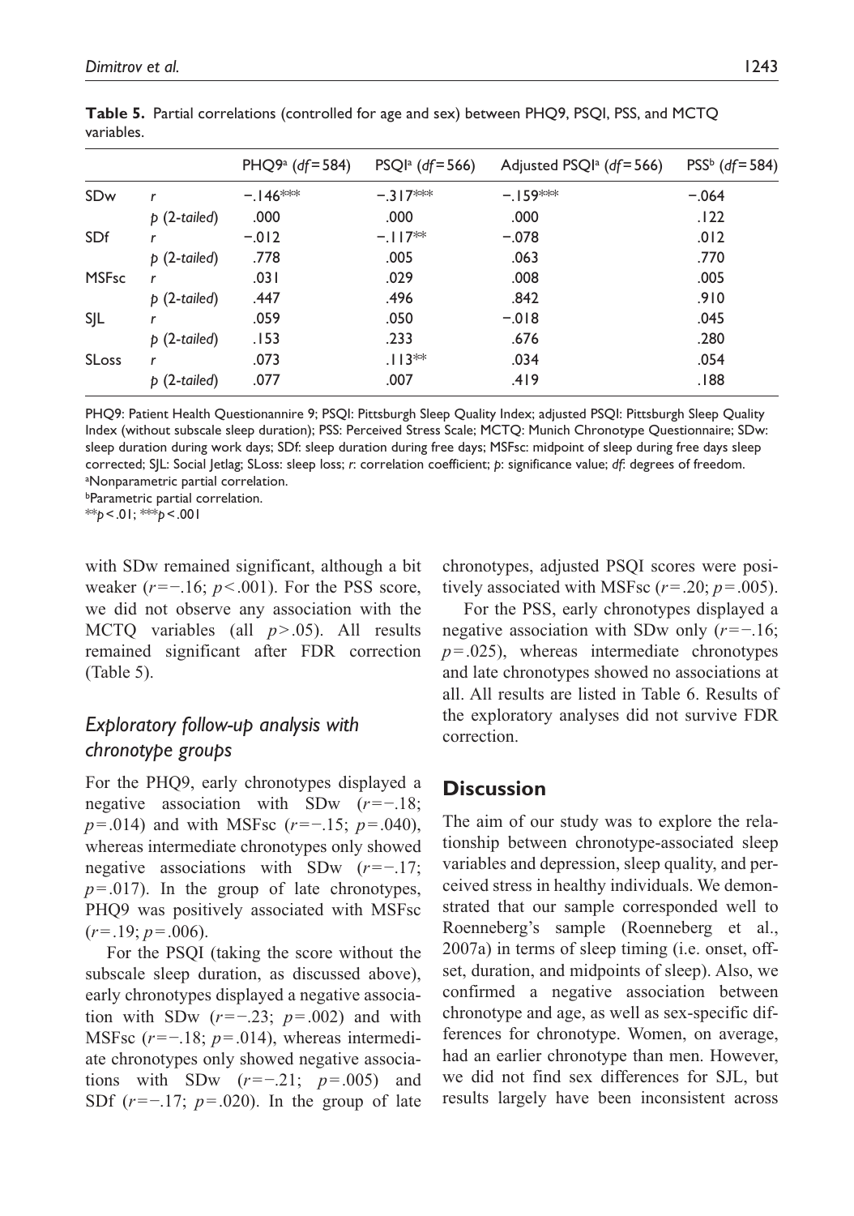**Table 5.** Partial correlations (controlled for age and sex) between PHQ9, PSQI, PSS, and MCTQ variables.

| | | PHQ9[a] ($df$ = 584) | PSQI[a] ($df$ = 566) | Adjusted PSQI[a] ($df$ = 566) | PSS[b] ($df$ = 584) |
|---|---|---|---|---|---|
| SDw | $r$ | −.146*** | −.317*** | −.159*** | −.064 |
| | $p$ (2-tailed) | .000 | .000 | .000 | .122 |
| SDf | $r$ | −.012 | −.117** | −.078 | .012 |
| | $p$ (2-tailed) | .778 | .005 | .063 | .770 |
| MSFsc | $r$ | .031 | .029 | .008 | .005 |
| | $p$ (2-tailed) | .447 | .496 | .842 | .910 |
| SJL | $r$ | .059 | .050 | −.018 | .045 |
| | $p$ (2-tailed) | .153 | .233 | .676 | .280 |
| SLoss | $r$ | .073 | .113** | .034 | .054 |
| | $p$ (2-tailed) | .077 | .007 | .419 | .188 |

PHQ9: Patient Health Questionannire 9; PSQI: Pittsburgh Sleep Quality Index; adjusted PSQI: Pittsburgh Sleep Quality Index (without subscale sleep duration); PSS: Perceived Stress Scale; MCTQ: Munich Chronotype Questionnaire; SDw: sleep duration during work days; SDf: sleep duration during free days; MSFsc: midpoint of sleep during free days sleep corrected; SJL: Social Jetlag; SLoss: sleep loss; $r$: correlation coefficient; $p$: significance value; $df$: degrees of freedom.
[a]Nonparametric partial correlation.
[b]Parametric partial correlation.
**$p$ < .01; ***$p$ < .001

with SDw remained significant, although a bit weaker ($r = -.16$; $p < .001$). For the PSS score, we did not observe any association with the MCTQ variables (all $p > .05$). All results remained significant after FDR correction (Table 5).

## *Exploratory follow-up analysis with chronotype groups*

For the PHQ9, early chronotypes displayed a negative association with SDw ($r = -.18$; $p = .014$) and with MSFsc ($r = -.15$; $p = .040$), whereas intermediate chronotypes only showed negative associations with SDw ($r = -.17$; $p = .017$). In the group of late chronotypes, PHQ9 was positively associated with MSFsc ($r = .19$; $p = .006$).

For the PSQI (taking the score without the subscale sleep duration, as discussed above), early chronotypes displayed a negative association with SDw ($r = -.23$; $p = .002$) and with MSFsc ($r = -.18$; $p = .014$), whereas intermediate chronotypes only showed negative associations with SDw ($r = -.21$; $p = .005$) and SDf ($r = -.17$; $p = .020$). In the group of late chronotypes, adjusted PSQI scores were positively associated with MSFsc ($r = .20$; $p = .005$).

For the PSS, early chronotypes displayed a negative association with SDw only ($r = -.16$; $p = .025$), whereas intermediate chronotypes and late chronotypes showed no associations at all. All results are listed in Table 6. Results of the exploratory analyses did not survive FDR correction.

# Discussion

The aim of our study was to explore the relationship between chronotype-associated sleep variables and depression, sleep quality, and perceived stress in healthy individuals. We demonstrated that our sample corresponded well to Roenneberg's sample (Roenneberg et al., 2007a) in terms of sleep timing (i.e. onset, offset, duration, and midpoints of sleep). Also, we confirmed a negative association between chronotype and age, as well as sex-specific differences for chronotype. Women, on average, had an earlier chronotype than men. However, we did not find sex differences for SJL, but results largely have been inconsistent across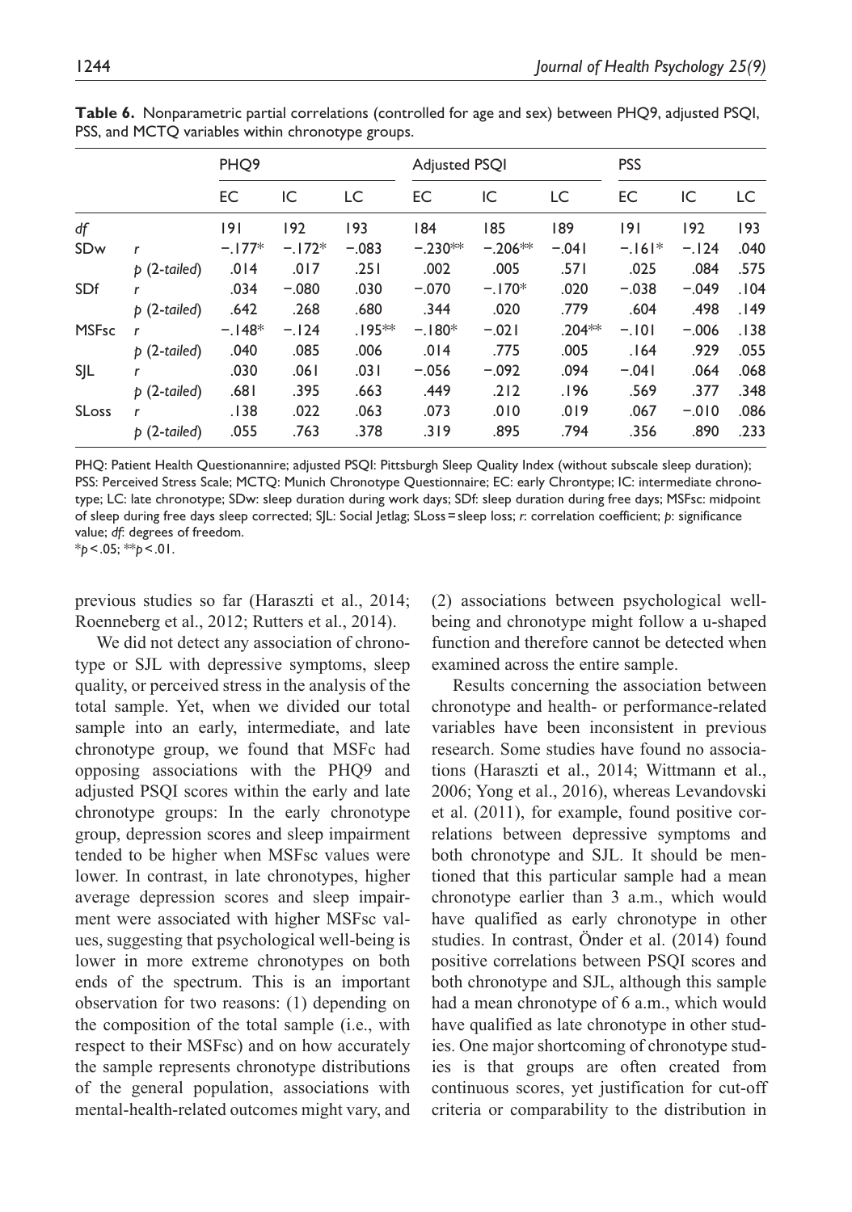**Table 6.** Nonparametric partial correlations (controlled for age and sex) between PHQ9, adjusted PSQI, PSS, and MCTQ variables within chronotype groups.

| | | PHQ9 | | | Adjusted PSQI | | | PSS | | |
|---|---|---|---|---|---|---|---|---|---|---|
| | | EC | IC | LC | EC | IC | LC | EC | IC | LC |
| *df* | | 191 | 192 | 193 | 184 | 185 | 189 | 191 | 192 | 193 |
| SDw | *r* | −.177* | −.172* | −.083 | −.230** | −.206** | −.041 | −.161* | −.124 | .040 |
| | *p* (*2-tailed*) | .014 | .017 | .251 | .002 | .005 | .571 | .025 | .084 | .575 |
| SDf | *r* | .034 | −.080 | .030 | −.070 | −.170* | .020 | −.038 | −.049 | .104 |
| | *p* (*2-tailed*) | .642 | .268 | .680 | .344 | .020 | .779 | .604 | .498 | .149 |
| MSFsc | *r* | −.148* | −.124 | .195** | −.180* | −.021 | .204** | −.101 | −.006 | .138 |
| | *p* (*2-tailed*) | .040 | .085 | .006 | .014 | .775 | .005 | .164 | .929 | .055 |
| SJL | *r* | .030 | .061 | .031 | −.056 | −.092 | .094 | −.041 | .064 | .068 |
| | *p* (*2-tailed*) | .681 | .395 | .663 | .449 | .212 | .196 | .569 | .377 | .348 |
| SLoss | *r* | .138 | .022 | .063 | .073 | .010 | .019 | .067 | −.010 | .086 |
| | *p* (*2-tailed*) | .055 | .763 | .378 | .319 | .895 | .794 | .356 | .890 | .233 |

PHQ: Patient Health Questionannire; adjusted PSQI: Pittsburgh Sleep Quality Index (without subscale sleep duration); PSS: Perceived Stress Scale; MCTQ: Munich Chronotype Questionnaire; EC: early Chrontype; IC: intermediate chronotype; LC: late chronotype; SDw: sleep duration during work days; SDf: sleep duration during free days; MSFsc: midpoint of sleep during free days sleep corrected; SJL: Social Jetlag; SLoss = sleep loss; *r*: correlation coefficient; *p*: significance value; *df*: degrees of freedom.
*$p < .05$; **$p < .01$.

previous studies so far (Haraszti et al., 2014; Roenneberg et al., 2012; Rutters et al., 2014).

We did not detect any association of chronotype or SJL with depressive symptoms, sleep quality, or perceived stress in the analysis of the total sample. Yet, when we divided our total sample into an early, intermediate, and late chronotype group, we found that MSFc had opposing associations with the PHQ9 and adjusted PSQI scores within the early and late chronotype groups: In the early chronotype group, depression scores and sleep impairment tended to be higher when MSFsc values were lower. In contrast, in late chronotypes, higher average depression scores and sleep impairment were associated with higher MSFsc values, suggesting that psychological well-being is lower in more extreme chronotypes on both ends of the spectrum. This is an important observation for two reasons: (1) depending on the composition of the total sample (i.e., with respect to their MSFsc) and on how accurately the sample represents chronotype distributions of the general population, associations with mental-health-related outcomes might vary, and (2) associations between psychological well-being and chronotype might follow a u-shaped function and therefore cannot be detected when examined across the entire sample.

Results concerning the association between chronotype and health- or performance-related variables have been inconsistent in previous research. Some studies have found no associations (Haraszti et al., 2014; Wittmann et al., 2006; Yong et al., 2016), whereas Levandovski et al. (2011), for example, found positive correlations between depressive symptoms and both chronotype and SJL. It should be mentioned that this particular sample had a mean chronotype earlier than 3 a.m., which would have qualified as early chronotype in other studies. In contrast, Önder et al. (2014) found positive correlations between PSQI scores and both chronotype and SJL, although this sample had a mean chronotype of 6 a.m., which would have qualified as late chronotype in other studies. One major shortcoming of chronotype studies is that groups are often created from continuous scores, yet justification for cut-off criteria or comparability to the distribution in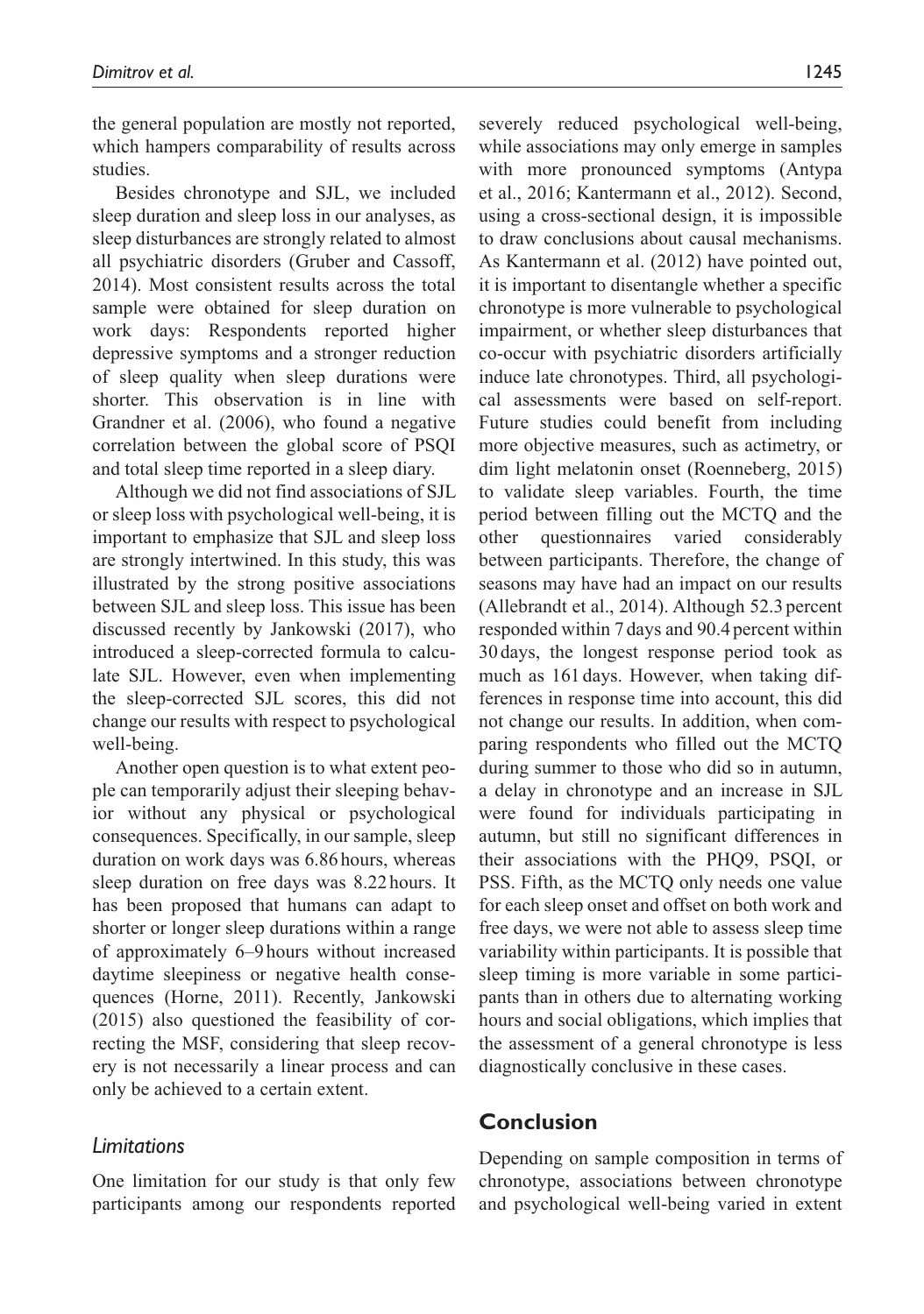the general population are mostly not reported, which hampers comparability of results across studies.

Besides chronotype and SJL, we included sleep duration and sleep loss in our analyses, as sleep disturbances are strongly related to almost all psychiatric disorders (Gruber and Cassoff, 2014). Most consistent results across the total sample were obtained for sleep duration on work days: Respondents reported higher depressive symptoms and a stronger reduction of sleep quality when sleep durations were shorter. This observation is in line with Grandner et al. (2006), who found a negative correlation between the global score of PSQI and total sleep time reported in a sleep diary.

Although we did not find associations of SJL or sleep loss with psychological well-being, it is important to emphasize that SJL and sleep loss are strongly intertwined. In this study, this was illustrated by the strong positive associations between SJL and sleep loss. This issue has been discussed recently by Jankowski (2017), who introduced a sleep-corrected formula to calculate SJL. However, even when implementing the sleep-corrected SJL scores, this did not change our results with respect to psychological well-being.

Another open question is to what extent people can temporarily adjust their sleeping behavior without any physical or psychological consequences. Specifically, in our sample, sleep duration on work days was 6.86 hours, whereas sleep duration on free days was 8.22 hours. It has been proposed that humans can adapt to shorter or longer sleep durations within a range of approximately 6–9 hours without increased daytime sleepiness or negative health consequences (Horne, 2011). Recently, Jankowski (2015) also questioned the feasibility of correcting the MSF, considering that sleep recovery is not necessarily a linear process and can only be achieved to a certain extent.

### *Limitations*

One limitation for our study is that only few participants among our respondents reported severely reduced psychological well-being, while associations may only emerge in samples with more pronounced symptoms (Antypa et al., 2016; Kantermann et al., 2012). Second, using a cross-sectional design, it is impossible to draw conclusions about causal mechanisms. As Kantermann et al. (2012) have pointed out, it is important to disentangle whether a specific chronotype is more vulnerable to psychological impairment, or whether sleep disturbances that co-occur with psychiatric disorders artificially induce late chronotypes. Third, all psychological assessments were based on self-report. Future studies could benefit from including more objective measures, such as actimetry, or dim light melatonin onset (Roenneberg, 2015) to validate sleep variables. Fourth, the time period between filling out the MCTQ and the other questionnaires varied considerably between participants. Therefore, the change of seasons may have had an impact on our results (Allebrandt et al., 2014). Although 52.3 percent responded within 7 days and 90.4 percent within 30 days, the longest response period took as much as 161 days. However, when taking differences in response time into account, this did not change our results. In addition, when comparing respondents who filled out the MCTQ during summer to those who did so in autumn, a delay in chronotype and an increase in SJL were found for individuals participating in autumn, but still no significant differences in their associations with the PHQ9, PSQI, or PSS. Fifth, as the MCTQ only needs one value for each sleep onset and offset on both work and free days, we were not able to assess sleep time variability within participants. It is possible that sleep timing is more variable in some participants than in others due to alternating working hours and social obligations, which implies that the assessment of a general chronotype is less diagnostically conclusive in these cases.

## Conclusion

Depending on sample composition in terms of chronotype, associations between chronotype and psychological well-being varied in extent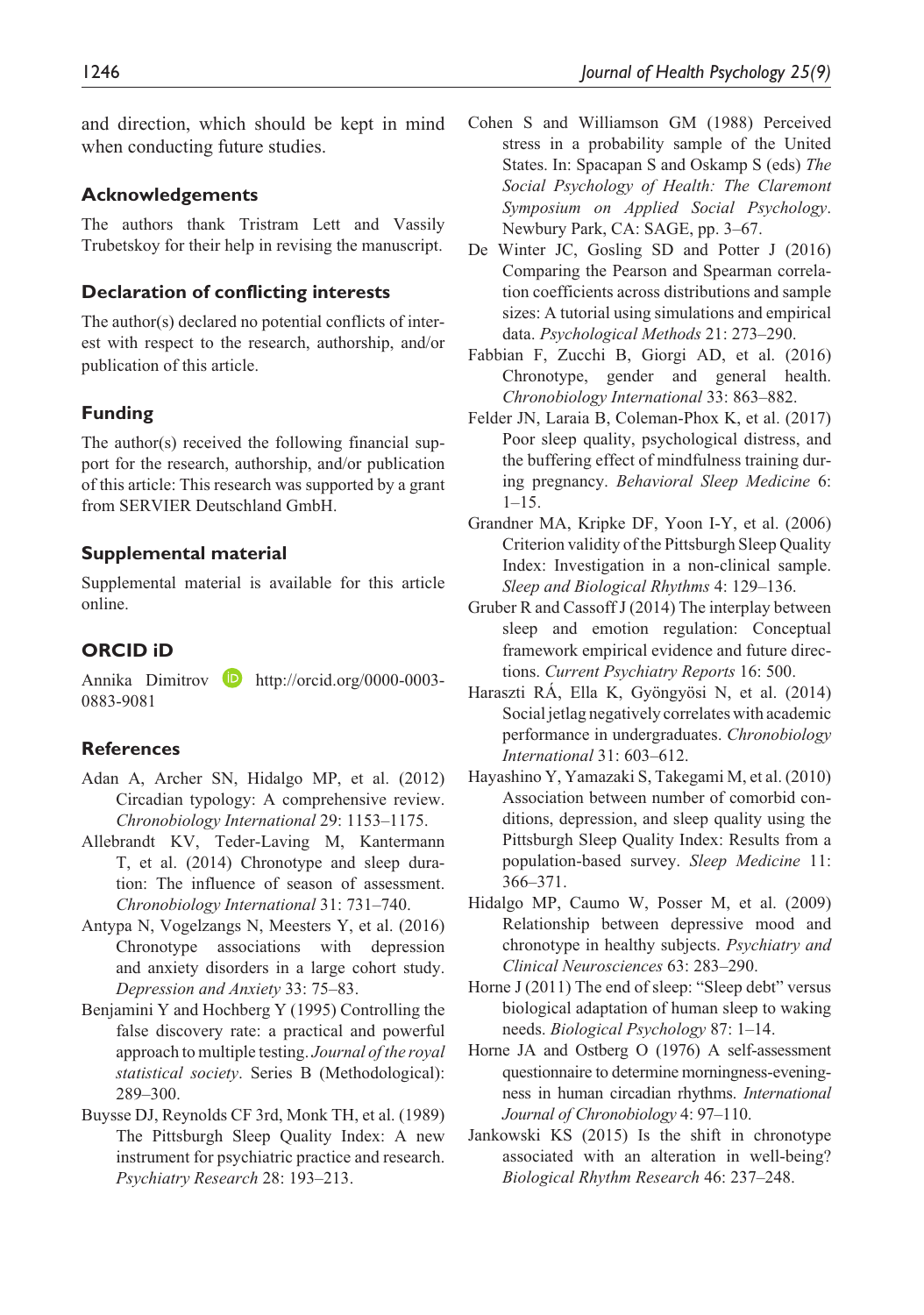and direction, which should be kept in mind when conducting future studies.

## Acknowledgements

The authors thank Tristram Lett and Vassily Trubetskoy for their help in revising the manuscript.

## Declaration of conflicting interests

The author(s) declared no potential conflicts of interest with respect to the research, authorship, and/or publication of this article.

## Funding

The author(s) received the following financial support for the research, authorship, and/or publication of this article: This research was supported by a grant from SERVIER Deutschland GmbH.

## Supplemental material

Supplemental material is available for this article online.

## ORCID iD

Annika Dimitrov http://orcid.org/0000-0003-0883-9081

## References

Adan A, Archer SN, Hidalgo MP, et al. (2012) Circadian typology: A comprehensive review. *Chronobiology International* 29: 1153–1175.

Allebrandt KV, Teder-Laving M, Kantermann T, et al. (2014) Chronotype and sleep duration: The influence of season of assessment. *Chronobiology International* 31: 731–740.

Antypa N, Vogelzangs N, Meesters Y, et al. (2016) Chronotype associations with depression and anxiety disorders in a large cohort study. *Depression and Anxiety* 33: 75–83.

Benjamini Y and Hochberg Y (1995) Controlling the false discovery rate: a practical and powerful approach to multiple testing. *Journal of the royal statistical society*. Series B (Methodological): 289–300.

Buysse DJ, Reynolds CF 3rd, Monk TH, et al. (1989) The Pittsburgh Sleep Quality Index: A new instrument for psychiatric practice and research. *Psychiatry Research* 28: 193–213.

Cohen S and Williamson GM (1988) Perceived stress in a probability sample of the United States. In: Spacapan S and Oskamp S (eds) *The Social Psychology of Health: The Claremont Symposium on Applied Social Psychology*. Newbury Park, CA: SAGE, pp. 3–67.

De Winter JC, Gosling SD and Potter J (2016) Comparing the Pearson and Spearman correlation coefficients across distributions and sample sizes: A tutorial using simulations and empirical data. *Psychological Methods* 21: 273–290.

Fabbian F, Zucchi B, Giorgi AD, et al. (2016) Chronotype, gender and general health. *Chronobiology International* 33: 863–882.

Felder JN, Laraia B, Coleman-Phox K, et al. (2017) Poor sleep quality, psychological distress, and the buffering effect of mindfulness training during pregnancy. *Behavioral Sleep Medicine* 6: 1–15.

Grandner MA, Kripke DF, Yoon I-Y, et al. (2006) Criterion validity of the Pittsburgh Sleep Quality Index: Investigation in a non-clinical sample. *Sleep and Biological Rhythms* 4: 129–136.

Gruber R and Cassoff J (2014) The interplay between sleep and emotion regulation: Conceptual framework empirical evidence and future directions. *Current Psychiatry Reports* 16: 500.

Haraszti RÁ, Ella K, Gyöngyösi N, et al. (2014) Social jetlag negatively correlates with academic performance in undergraduates. *Chronobiology International* 31: 603–612.

Hayashino Y, Yamazaki S, Takegami M, et al. (2010) Association between number of comorbid conditions, depression, and sleep quality using the Pittsburgh Sleep Quality Index: Results from a population-based survey. *Sleep Medicine* 11: 366–371.

Hidalgo MP, Caumo W, Posser M, et al. (2009) Relationship between depressive mood and chronotype in healthy subjects. *Psychiatry and Clinical Neurosciences* 63: 283–290.

Horne J (2011) The end of sleep: "Sleep debt" versus biological adaptation of human sleep to waking needs. *Biological Psychology* 87: 1–14.

Horne JA and Ostberg O (1976) A self-assessment questionnaire to determine morningness-eveningness in human circadian rhythms. *International Journal of Chronobiology* 4: 97–110.

Jankowski KS (2015) Is the shift in chronotype associated with an alteration in well-being? *Biological Rhythm Research* 46: 237–248.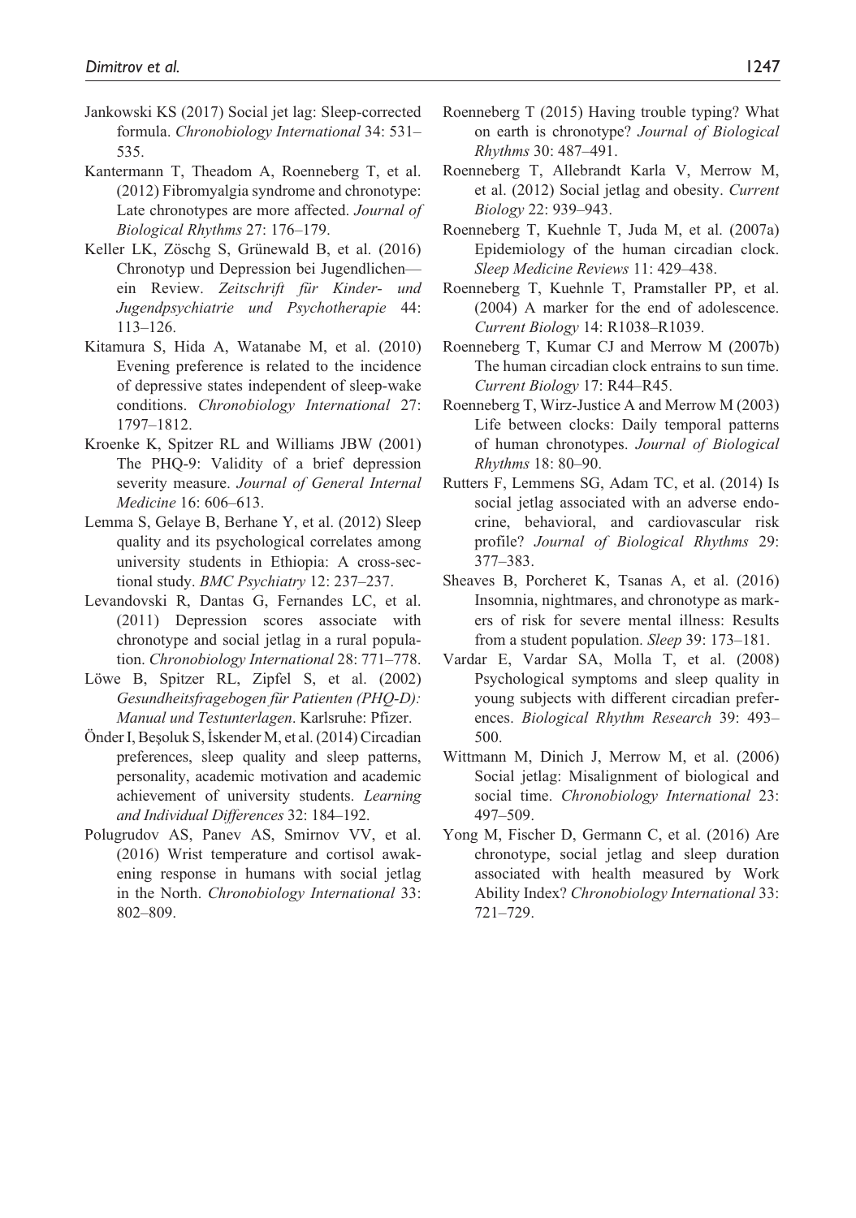Jankowski KS (2017) Social jet lag: Sleep-corrected formula. *Chronobiology International* 34: 531–535.

Kantermann T, Theadom A, Roenneberg T, et al. (2012) Fibromyalgia syndrome and chronotype: Late chronotypes are more affected. *Journal of Biological Rhythms* 27: 176–179.

Keller LK, Zöschg S, Grünewald B, et al. (2016) Chronotyp und Depression bei Jugendlichen—ein Review. *Zeitschrift für Kinder- und Jugendpsychiatrie und Psychotherapie* 44: 113–126.

Kitamura S, Hida A, Watanabe M, et al. (2010) Evening preference is related to the incidence of depressive states independent of sleep-wake conditions. *Chronobiology International* 27: 1797–1812.

Kroenke K, Spitzer RL and Williams JBW (2001) The PHQ-9: Validity of a brief depression severity measure. *Journal of General Internal Medicine* 16: 606–613.

Lemma S, Gelaye B, Berhane Y, et al. (2012) Sleep quality and its psychological correlates among university students in Ethiopia: A cross-sectional study. *BMC Psychiatry* 12: 237–237.

Levandovski R, Dantas G, Fernandes LC, et al. (2011) Depression scores associate with chronotype and social jetlag in a rural population. *Chronobiology International* 28: 771–778.

Löwe B, Spitzer RL, Zipfel S, et al. (2002) *Gesundheitsfragebogen für Patienten (PHQ-D): Manual und Testunterlagen*. Karlsruhe: Pfizer.

Önder I, Beşoluk S, İskender M, et al. (2014) Circadian preferences, sleep quality and sleep patterns, personality, academic motivation and academic achievement of university students. *Learning and Individual Differences* 32: 184–192.

Polugrudov AS, Panev AS, Smirnov VV, et al. (2016) Wrist temperature and cortisol awakening response in humans with social jetlag in the North. *Chronobiology International* 33: 802–809.

Roenneberg T (2015) Having trouble typing? What on earth is chronotype? *Journal of Biological Rhythms* 30: 487–491.

Roenneberg T, Allebrandt Karla V, Merrow M, et al. (2012) Social jetlag and obesity. *Current Biology* 22: 939–943.

Roenneberg T, Kuehnle T, Juda M, et al. (2007a) Epidemiology of the human circadian clock. *Sleep Medicine Reviews* 11: 429–438.

Roenneberg T, Kuehnle T, Pramstaller PP, et al. (2004) A marker for the end of adolescence. *Current Biology* 14: R1038–R1039.

Roenneberg T, Kumar CJ and Merrow M (2007b) The human circadian clock entrains to sun time. *Current Biology* 17: R44–R45.

Roenneberg T, Wirz-Justice A and Merrow M (2003) Life between clocks: Daily temporal patterns of human chronotypes. *Journal of Biological Rhythms* 18: 80–90.

Rutters F, Lemmens SG, Adam TC, et al. (2014) Is social jetlag associated with an adverse endocrine, behavioral, and cardiovascular risk profile? *Journal of Biological Rhythms* 29: 377–383.

Sheaves B, Porcheret K, Tsanas A, et al. (2016) Insomnia, nightmares, and chronotype as markers of risk for severe mental illness: Results from a student population. *Sleep* 39: 173–181.

Vardar E, Vardar SA, Molla T, et al. (2008) Psychological symptoms and sleep quality in young subjects with different circadian preferences. *Biological Rhythm Research* 39: 493–500.

Wittmann M, Dinich J, Merrow M, et al. (2006) Social jetlag: Misalignment of biological and social time. *Chronobiology International* 23: 497–509.

Yong M, Fischer D, Germann C, et al. (2016) Are chronotype, social jetlag and sleep duration associated with health measured by Work Ability Index? *Chronobiology International* 33: 721–729.